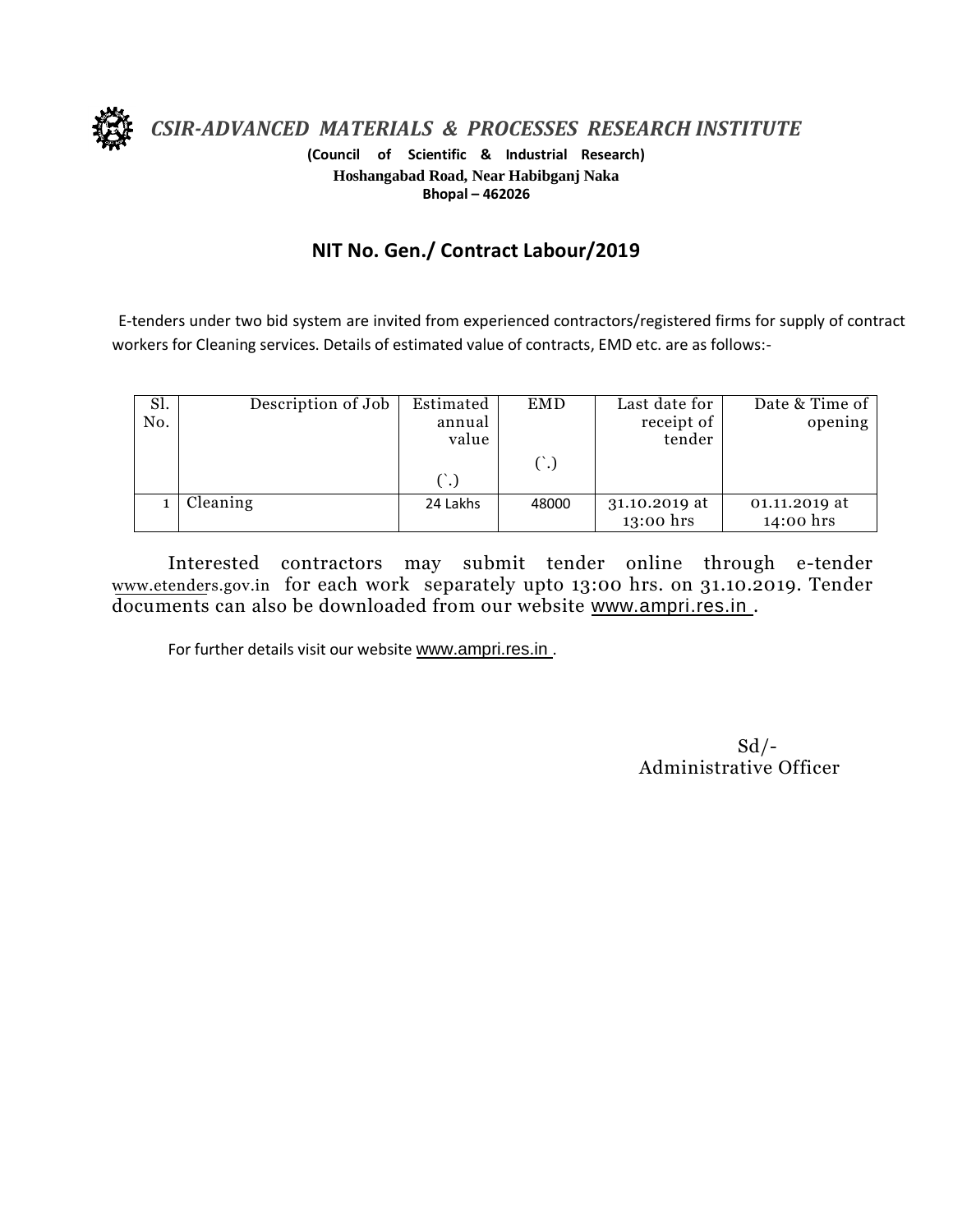# *CSIR-ADVANCED MATERIALS & PROCESSES RESEARCH INSTITUTE*

**(Council of Scientific & Industrial Research)**
**Hoshangabad Road, Near Habibganj Naka**
**Bhopal – 462026**

## NIT No. Gen./ Contract Labour/2019

E-tenders under two bid system are invited from experienced contractors/registered firms for supply of contract workers for Cleaning services. Details of estimated value of contracts, EMD etc. are as follows:-

| Sl. No. | Description of Job | Estimated annual value (`.) | EMD (`.) | Last date for receipt of tender | Date & Time of opening |
|---|---|---|---|---|---|
| 1 | Cleaning | 24 Lakhs | 48000 | 31.10.2019 at 13:00 hrs | 01.11.2019 at 14:00 hrs |

Interested contractors may submit tender online through e-tender www.etenders.gov.in for each work separately upto 13:00 hrs. on 31.10.2019. Tender documents can also be downloaded from our website www.ampri.res.in .

For further details visit our website www.ampri.res.in .

Sd/-
Administrative Officer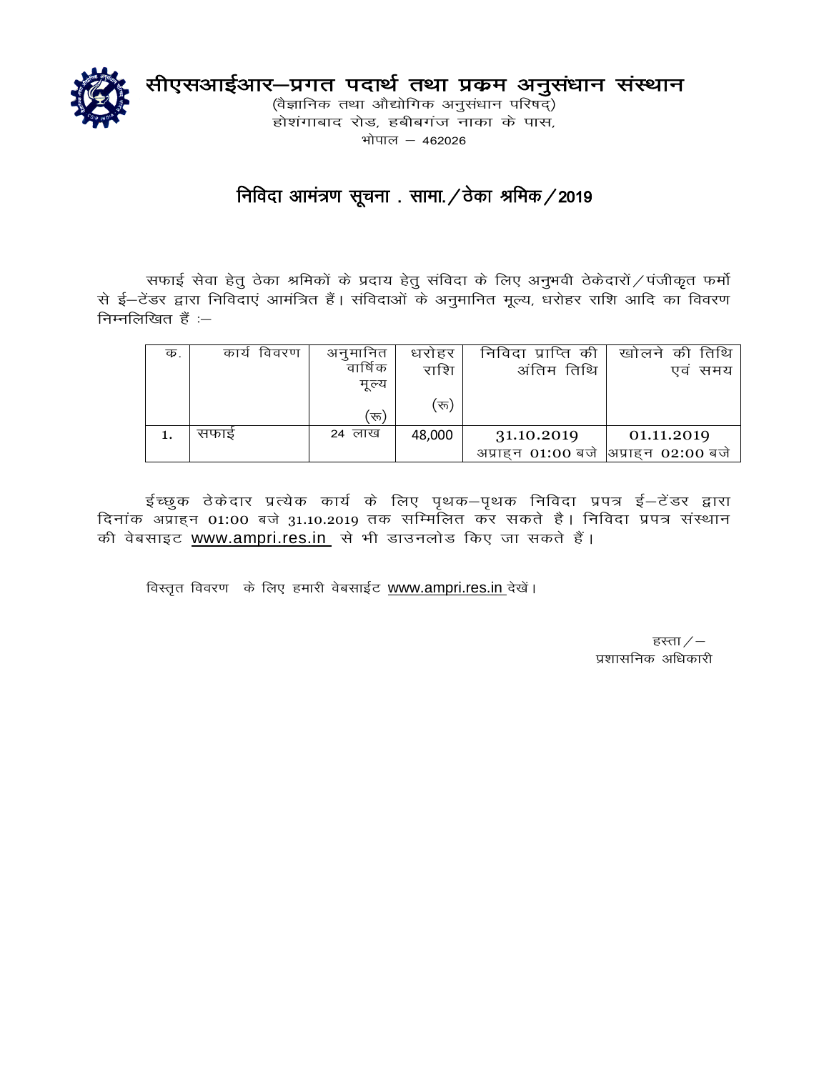# सीएसआईआर–प्रगत पदार्थ तथा प्रकम अनुसंधान संस्थान

(वैज्ञानिक तथा औद्योगिक अनुसंधान परिषद्)
होशंगाबाद रोड, हबीबगंज नाका के पास,
भोपाल – 462026

## निविदा आमंत्रण सूचना . सामा./ठेका श्रमिक/2019

सफाई सेवा हेतु ठेका श्रमिकों के प्रदाय हेतु संविदा के लिए अनुभवी ठेकेदारों/पंजीकृत फर्मो से ई–टेंडर द्वारा निविदाएं आमंत्रित हैं। संविदाओं के अनुमानित मूल्य, धरोहर राशि आदि का विवरण निम्नलिखित हैं :–

| क. | कार्य विवरण | अनुमानित वार्षिक मूल्य (रू) | धरोहर राशि (रू) | निविदा प्राप्ति की अंतिम तिथि | खोलने की तिथि एवं समय |
|---|---|---|---|---|---|
| 1. | सफाई | 24 लाख | 48,000 | 31.10.2019 अप्राह्न 01:00 बजे | 01.11.2019 अप्राह्न 02:00 बजे |

ईच्छुक ठेकेदार प्रत्येक कार्य के लिए पृथक–पृथक निविदा प्रपत्र ई–टेंडर द्वारा दिनांक अप्राह्न 01:00 बजे 31.10.2019 तक सम्मिलित कर सकते है। निविदा प्रपत्र संस्थान की वेबसाइट www.ampri.res.in से भी डाउनलोड किए जा सकते हैं।

विस्तृत विवरण के लिए हमारी वेबसाईट www.ampri.res.in देखें।

हस्ता/–
प्रशासनिक अधिकारी